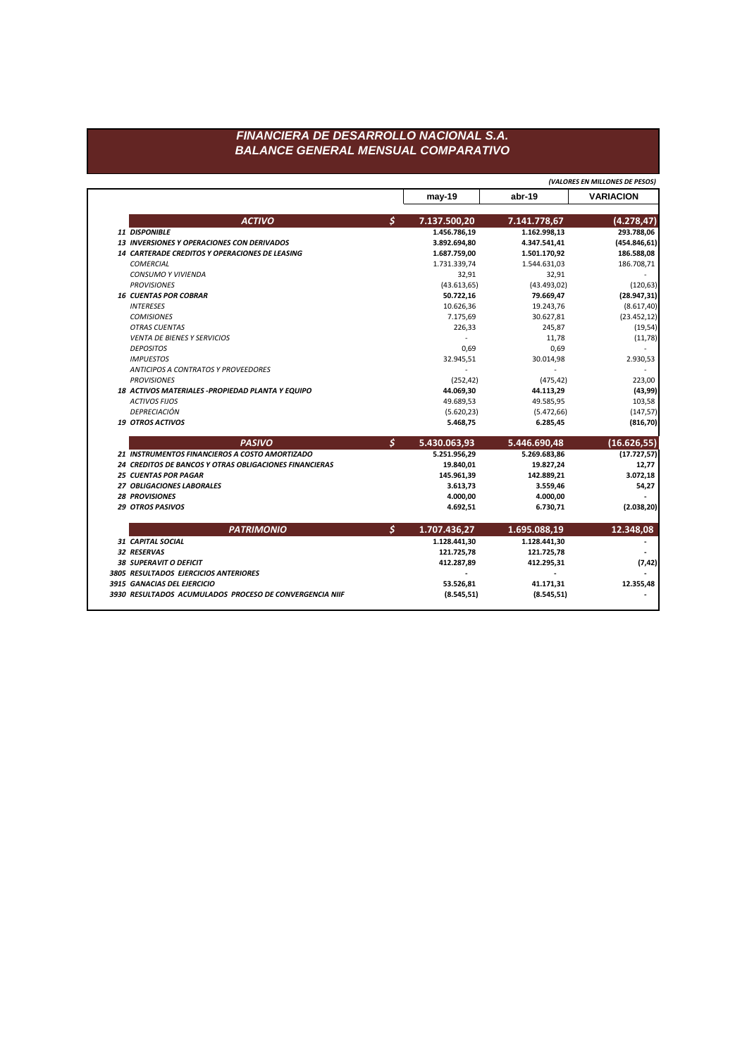# FINANCIERA DE DESARROLLO NACIONAL S.A.
## BALANCE GENERAL MENSUAL COMPARATIVO

*(VALORES EN MILLONES DE PESOS)*

| | | may-19 | abr-19 | VARIACION |
|---|---|---|---|---|
| ***ACTIVO*** | $ | **7.137.500,20** | **7.141.778,67** | **(4.278,47)** |
| ***11 DISPONIBLE*** | | **1.456.786,19** | **1.162.998,13** | **293.788,06** |
| ***13 INVERSIONES Y OPERACIONES CON DERIVADOS*** | | **3.892.694,80** | **4.347.541,41** | **(454.846,61)** |
| ***14 CARTERADE CREDITOS Y OPERACIONES DE LEASING*** | | **1.687.759,00** | **1.501.170,92** | **186.588,08** |
| *COMERCIAL* | | 1.731.339,74 | 1.544.631,03 | 186.708,71 |
| *CONSUMO Y VIVIENDA* | | 32,91 | 32,91 | - |
| *PROVISIONES* | | (43.613,65) | (43.493,02) | (120,63) |
| ***16 CUENTAS POR COBRAR*** | | **50.722,16** | **79.669,47** | **(28.947,31)** |
| *INTERESES* | | 10.626,36 | 19.243,76 | (8.617,40) |
| *COMISIONES* | | 7.175,69 | 30.627,81 | (23.452,12) |
| *OTRAS CUENTAS* | | 226,33 | 245,87 | (19,54) |
| *VENTA DE BIENES Y SERVICIOS* | | - | 11,78 | (11,78) |
| *DEPOSITOS* | | 0,69 | 0,69 | - |
| *IMPUESTOS* | | 32.945,51 | 30.014,98 | 2.930,53 |
| *ANTICIPOS A CONTRATOS Y PROVEEDORES* | | - | - | - |
| *PROVISIONES* | | (252,42) | (475,42) | 223,00 |
| ***18 ACTIVOS MATERIALES -PROPIEDAD PLANTA Y EQUIPO*** | | **44.069,30** | **44.113,29** | **(43,99)** |
| *ACTIVOS FIJOS* | | 49.689,53 | 49.585,95 | 103,58 |
| *DEPRECIACIÓN* | | (5.620,23) | (5.472,66) | (147,57) |
| ***19 OTROS ACTIVOS*** | | **5.468,75** | **6.285,45** | **(816,70)** |
| ***PASIVO*** | $ | **5.430.063,93** | **5.446.690,48** | **(16.626,55)** |
| ***21 INSTRUMENTOS FINANCIEROS A COSTO AMORTIZADO*** | | **5.251.956,29** | **5.269.683,86** | **(17.727,57)** |
| ***24 CREDITOS DE BANCOS Y OTRAS OBLIGACIONES FINANCIERAS*** | | **19.840,01** | **19.827,24** | **12,77** |
| ***25 CUENTAS POR PAGAR*** | | **145.961,39** | **142.889,21** | **3.072,18** |
| ***27 OBLIGACIONES LABORALES*** | | **3.613,73** | **3.559,46** | **54,27** |
| ***28 PROVISIONES*** | | **4.000,00** | **4.000,00** | **-** |
| ***29 OTROS PASIVOS*** | | **4.692,51** | **6.730,71** | **(2.038,20)** |
| ***PATRIMONIO*** | $ | **1.707.436,27** | **1.695.088,19** | **12.348,08** |
| ***31 CAPITAL SOCIAL*** | | **1.128.441,30** | **1.128.441,30** | **-** |
| ***32 RESERVAS*** | | **121.725,78** | **121.725,78** | **-** |
| ***38 SUPERAVIT O DEFICIT*** | | **412.287,89** | **412.295,31** | **(7,42)** |
| ***3805 RESULTADOS EJERCICIOS ANTERIORES*** | | **-** | **-** | **-** |
| ***3915 GANACIAS DEL EJERCICIO*** | | **53.526,81** | **41.171,31** | **12.355,48** |
| ***3930 RESULTADOS ACUMULADOS PROCESO DE CONVERGENCIA NIIF*** | | **(8.545,51)** | **(8.545,51)** | **-** |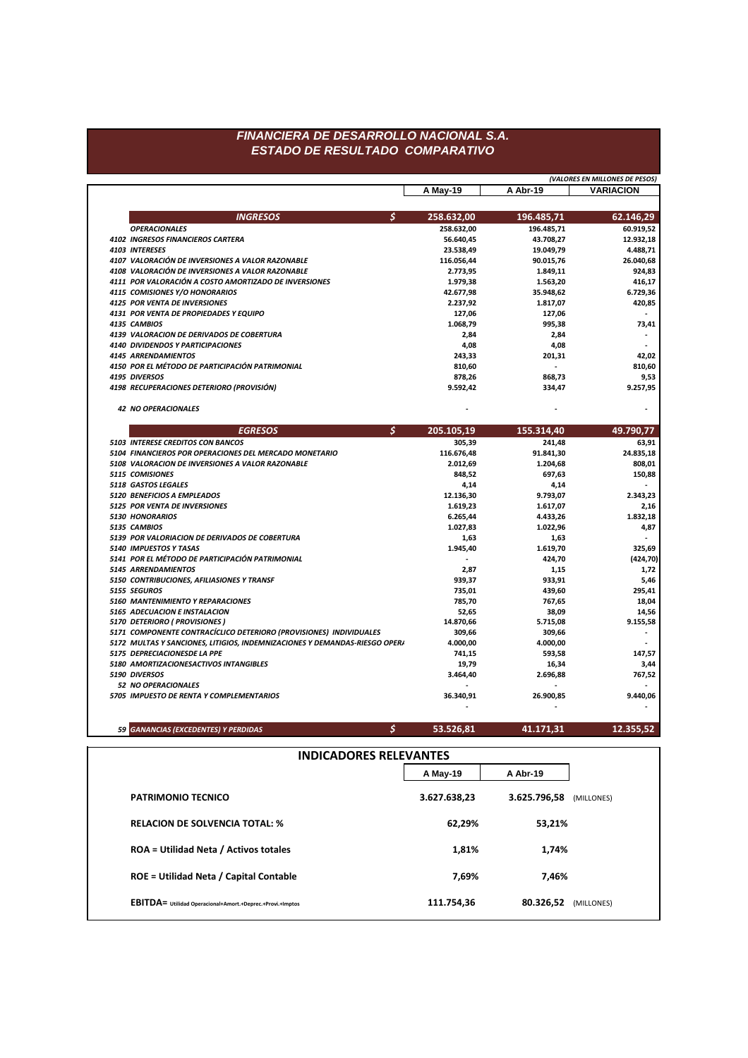# FINANCIERA DE DESARROLLO NACIONAL S.A.
## ESTADO DE RESULTADO COMPARATIVO

*(VALORES EN MILLONES DE PESOS)*

| | | A May-19 | A Abr-19 | VARIACION |
|---|---|---|---|---|
| **INGRESOS** | $ | **258.632,00** | **196.485,71** | **62.146,29** |
| *OPERACIONALES* | | 258.632,00 | 196.485,71 | 60.919,52 |
| *4102 INGRESOS FINANCIEROS CARTERA* | | 56.640,45 | 43.708,27 | 12.932,18 |
| *4103 INTERESES* | | 23.538,49 | 19.049,79 | 4.488,71 |
| *4107 VALORACIÓN DE INVERSIONES A VALOR RAZONABLE* | | 116.056,44 | 90.015,76 | 26.040,68 |
| *4108 VALORACIÓN DE INVERSIONES A VALOR RAZONABLE* | | 2.773,95 | 1.849,11 | 924,83 |
| *4111 POR VALORACIÓN A COSTO AMORTIZADO DE INVERSIONES* | | 1.979,38 | 1.563,20 | 416,17 |
| *4115 COMISIONES Y/O HONORARIOS* | | 42.677,98 | 35.948,62 | 6.729,36 |
| *4125 POR VENTA DE INVERSIONES* | | 2.237,92 | 1.817,07 | 420,85 |
| *4131 POR VENTA DE PROPIEDADES Y EQUIPO* | | 127,06 | 127,06 | - |
| *4135 CAMBIOS* | | 1.068,79 | 995,38 | 73,41 |
| *4139 VALORACION DE DERIVADOS DE COBERTURA* | | 2,84 | 2,84 | - |
| *4140 DIVIDENDOS Y PARTICIPACIONES* | | 4,08 | 4,08 | - |
| *4145 ARRENDAMIENTOS* | | 243,33 | 201,31 | 42,02 |
| *4150 POR EL MÉTODO DE PARTICIPACIÓN PATRIMONIAL* | | 810,60 | - | 810,60 |
| *4195 DIVERSOS* | | 878,26 | 868,73 | 9,53 |
| *4198 RECUPERACIONES DETERIORO (PROVISIÓN)* | | 9.592,42 | 334,47 | 9.257,95 |
| *42 NO OPERACIONALES* | | - | - | - |
| **EGRESOS** | $ | **205.105,19** | **155.314,40** | **49.790,77** |
| *5103 INTERESE CREDITOS CON BANCOS* | | 305,39 | 241,48 | 63,91 |
| *5104 FINANCIEROS POR OPERACIONES DEL MERCADO MONETARIO* | | 116.676,48 | 91.841,30 | 24.835,18 |
| *5108 VALORACION DE INVERSIONES A VALOR RAZONABLE* | | 2.012,69 | 1.204,68 | 808,01 |
| *5115 COMISIONES* | | 848,52 | 697,63 | 150,88 |
| *5118 GASTOS LEGALES* | | 4,14 | 4,14 | - |
| *5120 BENEFICIOS A EMPLEADOS* | | 12.136,30 | 9.793,07 | 2.343,23 |
| *5125 POR VENTA DE INVERSIONES* | | 1.619,23 | 1.617,07 | 2,16 |
| *5130 HONORARIOS* | | 6.265,44 | 4.433,26 | 1.832,18 |
| *5135 CAMBIOS* | | 1.027,83 | 1.022,96 | 4,87 |
| *5139 POR VALORIACION DE DERIVADOS DE COBERTURA* | | 1,63 | 1,63 | - |
| *5140 IMPUESTOS Y TASAS* | | 1.945,40 | 1.619,70 | 325,69 |
| *5141 POR EL MÉTODO DE PARTICIPACIÓN PATRIMONIAL* | | - | 424,70 | (424,70) |
| *5145 ARRENDAMIENTOS* | | 2,87 | 1,15 | 1,72 |
| *5150 CONTRIBUCIONES, AFILIASIONES Y TRANSF* | | 939,37 | 933,91 | 5,46 |
| *5155 SEGUROS* | | 735,01 | 439,60 | 295,41 |
| *5160 MANTENIMIENTO Y REPARACIONES* | | 785,70 | 767,65 | 18,04 |
| *5165 ADECUACION E INSTALACION* | | 52,65 | 38,09 | 14,56 |
| *5170 DETERIORO ( PROVISIONES )* | | 14.870,66 | 5.715,08 | 9.155,58 |
| *5171 COMPONENTE CONTRACÍCLICO DETERIORO (PROVISIONES) INDIVIDUALES* | | 309,66 | 309,66 | - |
| *5172 MULTAS Y SANCIONES, LITIGIOS, INDEMNIZACIONES Y DEMANDAS-RIESGO OPERA* | | 4.000,00 | 4.000,00 | - |
| *5175 DEPRECIACIONESDE LA PPE* | | 741,15 | 593,58 | 147,57 |
| *5180 AMORTIZACIONESACTIVOS INTANGIBLES* | | 19,79 | 16,34 | 3,44 |
| *5190 DIVERSOS* | | 3.464,40 | 2.696,88 | 767,52 |
| *52 NO OPERACIONALES* | | - | - | - |
| *5705 IMPUESTO DE RENTA Y COMPLEMENTARIOS* | | 36.340,91 | 26.900,85 | 9.440,06 |
| | | - | - | - |
| ***59 GANANCIAS (EXCEDENTES) Y PERDIDAS*** | $ | **53.526,81** | **41.171,31** | **12.355,52** |

## INDICADORES RELEVANTES

| | A May-19 | A Abr-19 | |
|---|---|---|---|
| **PATRIMONIO TECNICO** | **3.627.638,23** | **3.625.796,58** | (MILLONES) |
| **RELACION DE SOLVENCIA TOTAL: %** | **62,29%** | **53,21%** | |
| **ROA = Utilidad Neta / Activos totales** | **1,81%** | **1,74%** | |
| **ROE = Utilidad Neta / Capital Contable** | **7,69%** | **7,46%** | |
| **EBITDA=** Utilidad Operacional+Amort.+Deprec.+Provi.+Imptos | **111.754,36** | **80.326,52** | (MILLONES) |